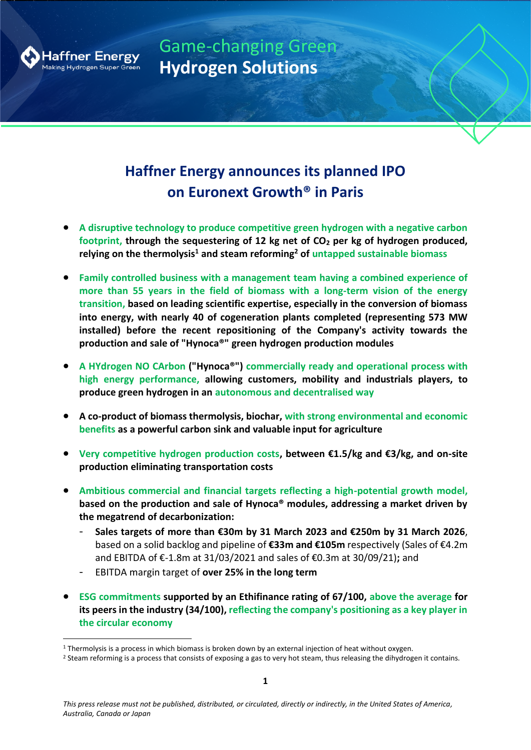Haffner Energy
Making Hydrogen Super Green

Game-changing Green
**Hydrogen Solutions**

# Haffner Energy announces its planned IPO on Euronext Growth® in Paris

- **A disruptive technology to produce competitive green hydrogen with a negative carbon footprint, through the sequestering of 12 kg net of $CO_2$ per kg of hydrogen produced, relying on the thermolysis[1] and steam reforming[2] of untapped sustainable biomass**

- **Family controlled business with a management team having a combined experience of more than 55 years in the field of biomass with a long-term vision of the energy transition, based on leading scientific expertise, especially in the conversion of biomass into energy, with nearly 40 of cogeneration plants completed (representing 573 MW installed) before the recent repositioning of the Company's activity towards the production and sale of "Hynoca®" green hydrogen production modules**

- **A HYdrogen NO CArbon ("Hynoca®") commercially ready and operational process with high energy performance, allowing customers, mobility and industrials players, to produce green hydrogen in an autonomous and decentralised way**

- **A co-product of biomass thermolysis, biochar, with strong environmental and economic benefits as a powerful carbon sink and valuable input for agriculture**

- **Very competitive hydrogen production costs, between €1.5/kg and €3/kg, and on-site production eliminating transportation costs**

- **Ambitious commercial and financial targets reflecting a high-potential growth model, based on the production and sale of Hynoca® modules, addressing a market driven by the megatrend of decarbonization:**
  - **Sales targets of more than €30m by 31 March 2023 and €250m by 31 March 2026**, based on a solid backlog and pipeline of **€33m and €105m** respectively (Sales of €4.2m and EBITDA of €-1.8m at 31/03/2021 and sales of €0.3m at 30/09/21)**;** and
  - EBITDA margin target of **over 25% in the long term**

- **ESG commitments supported by an Ethifinance rating of 67/100, above the average for its peers in the industry (34/100), reflecting the company's positioning as a key player in the circular economy**

---

[1] Thermolysis is a process in which biomass is broken down by an external injection of heat without oxygen.

[2] Steam reforming is a process that consists of exposing a gas to very hot steam, thus releasing the dihydrogen it contains.

*This press release must not be published, distributed, or circulated, directly or indirectly, in the United States of America, Australia, Canada or Japan*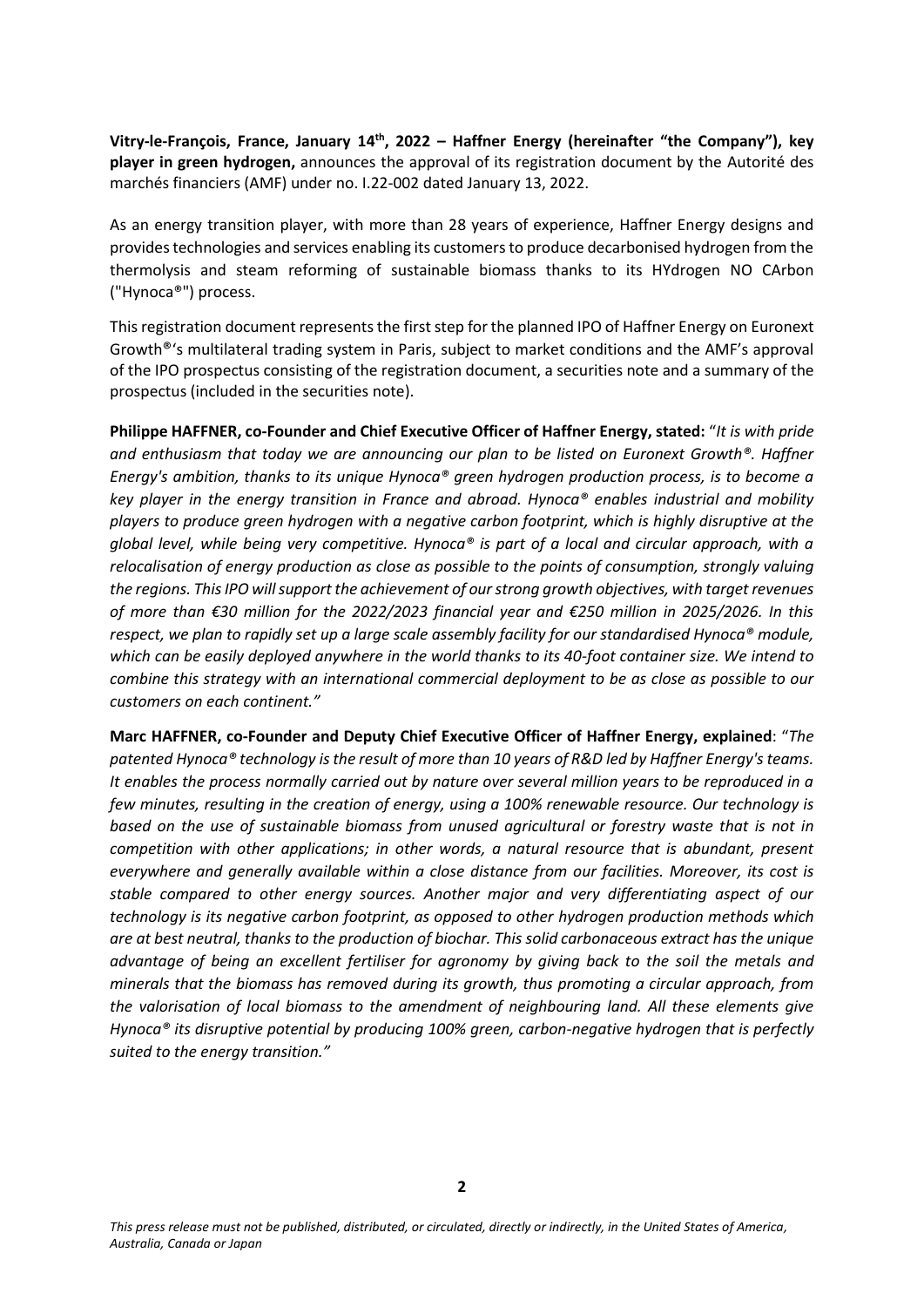**Vitry-le-François, France, January 14th, 2022 – Haffner Energy (hereinafter "the Company"), key player in green hydrogen,** announces the approval of its registration document by the Autorité des marchés financiers (AMF) under no. I.22-002 dated January 13, 2022.

As an energy transition player, with more than 28 years of experience, Haffner Energy designs and provides technologies and services enabling its customers to produce decarbonised hydrogen from the thermolysis and steam reforming of sustainable biomass thanks to its HYdrogen NO CArbon ("Hynoca®") process.

This registration document represents the first step for the planned IPO of Haffner Energy on Euronext Growth®'s multilateral trading system in Paris, subject to market conditions and the AMF's approval of the IPO prospectus consisting of the registration document, a securities note and a summary of the prospectus (included in the securities note).

**Philippe HAFFNER, co-Founder and Chief Executive Officer of Haffner Energy, stated:** "*It is with pride and enthusiasm that today we are announcing our plan to be listed on Euronext Growth®. Haffner Energy's ambition, thanks to its unique Hynoca® green hydrogen production process, is to become a key player in the energy transition in France and abroad. Hynoca® enables industrial and mobility players to produce green hydrogen with a negative carbon footprint, which is highly disruptive at the global level, while being very competitive. Hynoca® is part of a local and circular approach, with a relocalisation of energy production as close as possible to the points of consumption, strongly valuing the regions. This IPO will support the achievement of our strong growth objectives, with target revenues of more than €30 million for the 2022/2023 financial year and €250 million in 2025/2026. In this respect, we plan to rapidly set up a large scale assembly facility for our standardised Hynoca® module, which can be easily deployed anywhere in the world thanks to its 40-foot container size. We intend to combine this strategy with an international commercial deployment to be as close as possible to our customers on each continent.*"

**Marc HAFFNER, co-Founder and Deputy Chief Executive Officer of Haffner Energy, explained**: "*The patented Hynoca® technology is the result of more than 10 years of R&D led by Haffner Energy's teams. It enables the process normally carried out by nature over several million years to be reproduced in a few minutes, resulting in the creation of energy, using a 100% renewable resource. Our technology is based on the use of sustainable biomass from unused agricultural or forestry waste that is not in competition with other applications; in other words, a natural resource that is abundant, present everywhere and generally available within a close distance from our facilities. Moreover, its cost is stable compared to other energy sources. Another major and very differentiating aspect of our technology is its negative carbon footprint, as opposed to other hydrogen production methods which are at best neutral, thanks to the production of biochar. This solid carbonaceous extract has the unique advantage of being an excellent fertiliser for agronomy by giving back to the soil the metals and minerals that the biomass has removed during its growth, thus promoting a circular approach, from the valorisation of local biomass to the amendment of neighbouring land. All these elements give Hynoca® its disruptive potential by producing 100% green, carbon-negative hydrogen that is perfectly suited to the energy transition.*"

*This press release must not be published, distributed, or circulated, directly or indirectly, in the United States of America, Australia, Canada or Japan*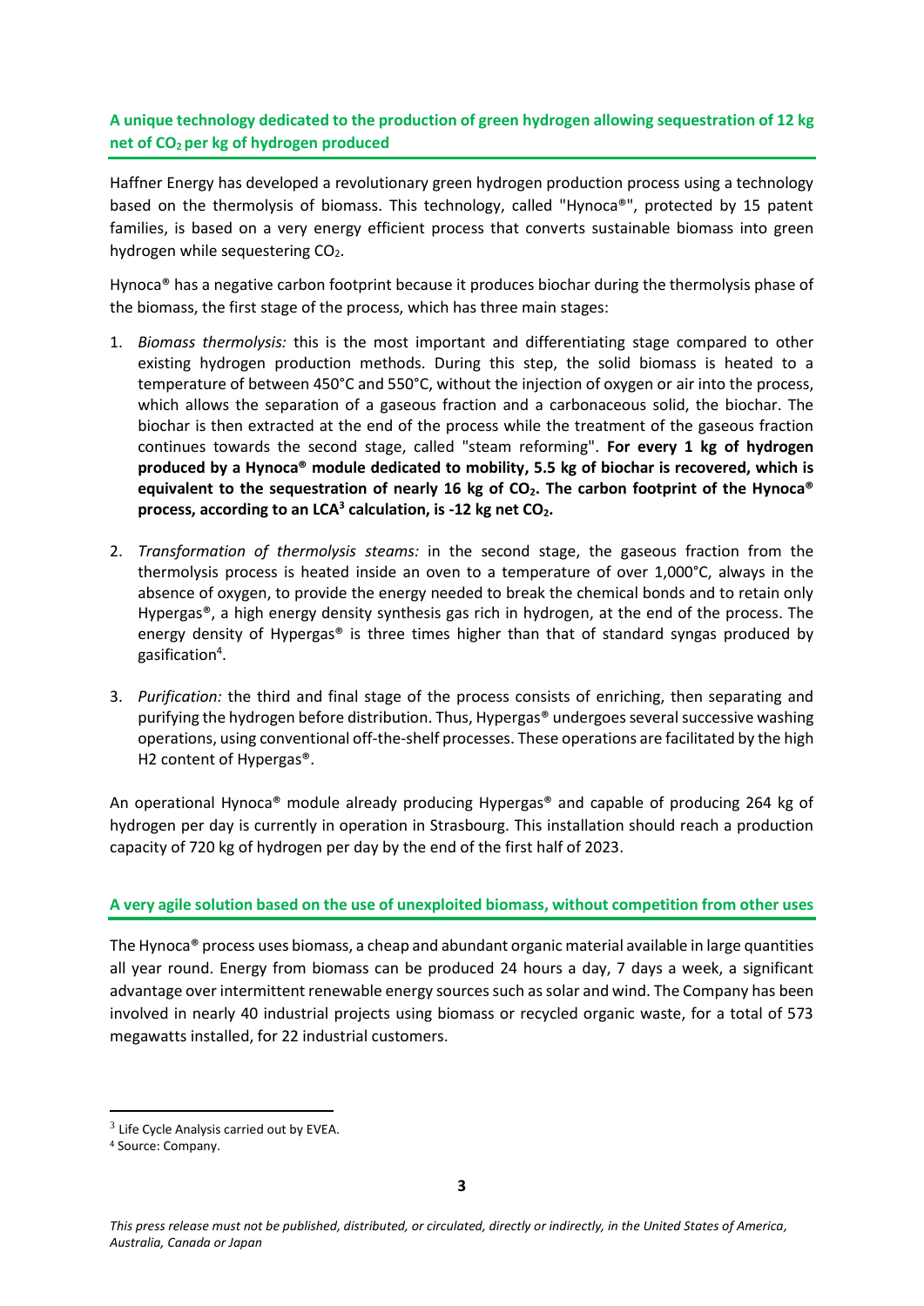## A unique technology dedicated to the production of green hydrogen allowing sequestration of 12 kg net of $CO_2$ per kg of hydrogen produced

Haffner Energy has developed a revolutionary green hydrogen production process using a technology based on the thermolysis of biomass. This technology, called "Hynoca®", protected by 15 patent families, is based on a very energy efficient process that converts sustainable biomass into green hydrogen while sequestering $CO_2$.

Hynoca® has a negative carbon footprint because it produces biochar during the thermolysis phase of the biomass, the first stage of the process, which has three main stages:

1. *Biomass thermolysis:* this is the most important and differentiating stage compared to other existing hydrogen production methods. During this step, the solid biomass is heated to a temperature of between 450°C and 550°C, without the injection of oxygen or air into the process, which allows the separation of a gaseous fraction and a carbonaceous solid, the biochar. The biochar is then extracted at the end of the process while the treatment of the gaseous fraction continues towards the second stage, called "steam reforming". **For every 1 kg of hydrogen produced by a Hynoca® module dedicated to mobility, 5.5 kg of biochar is recovered, which is equivalent to the sequestration of nearly 16 kg of $CO_2$. The carbon footprint of the Hynoca® process, according to an LCA[3] calculation, is -12 kg net $CO_2$.**

2. *Transformation of thermolysis steams:* in the second stage, the gaseous fraction from the thermolysis process is heated inside an oven to a temperature of over 1,000°C, always in the absence of oxygen, to provide the energy needed to break the chemical bonds and to retain only Hypergas®, a high energy density synthesis gas rich in hydrogen, at the end of the process. The energy density of Hypergas® is three times higher than that of standard syngas produced by gasification[4].

3. *Purification:* the third and final stage of the process consists of enriching, then separating and purifying the hydrogen before distribution. Thus, Hypergas® undergoes several successive washing operations, using conventional off-the-shelf processes. These operations are facilitated by the high H2 content of Hypergas®.

An operational Hynoca® module already producing Hypergas® and capable of producing 264 kg of hydrogen per day is currently in operation in Strasbourg. This installation should reach a production capacity of 720 kg of hydrogen per day by the end of the first half of 2023.

## A very agile solution based on the use of unexploited biomass, without competition from other uses

The Hynoca® process uses biomass, a cheap and abundant organic material available in large quantities all year round. Energy from biomass can be produced 24 hours a day, 7 days a week, a significant advantage over intermittent renewable energy sources such as solar and wind. The Company has been involved in nearly 40 industrial projects using biomass or recycled organic waste, for a total of 573 megawatts installed, for 22 industrial customers.

---

[3] Life Cycle Analysis carried out by EVEA.

[4] Source: Company.

*This press release must not be published, distributed, or circulated, directly or indirectly, in the United States of America, Australia, Canada or Japan*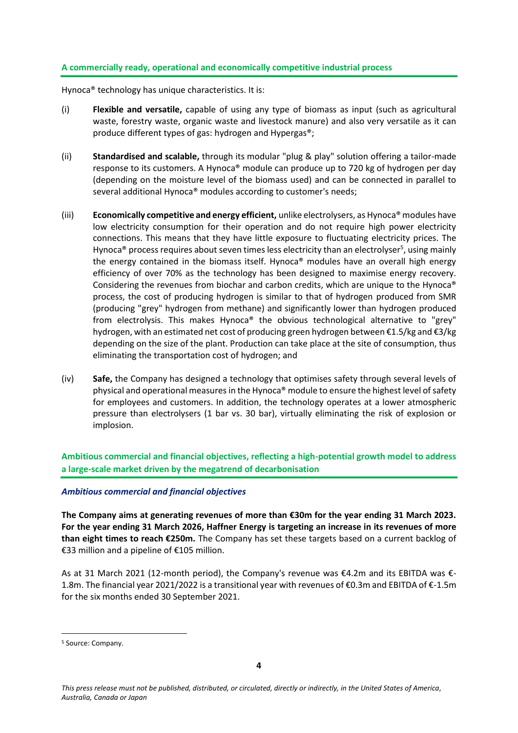## A commercially ready, operational and economically competitive industrial process

Hynoca® technology has unique characteristics. It is:

(i) **Flexible and versatile,** capable of using any type of biomass as input (such as agricultural waste, forestry waste, organic waste and livestock manure) and also very versatile as it can produce different types of gas: hydrogen and Hypergas®;

(ii) **Standardised and scalable,** through its modular "plug & play" solution offering a tailor-made response to its customers. A Hynoca® module can produce up to 720 kg of hydrogen per day (depending on the moisture level of the biomass used) and can be connected in parallel to several additional Hynoca® modules according to customer's needs;

(iii) **Economically competitive and energy efficient,** unlike electrolysers, as Hynoca® modules have low electricity consumption for their operation and do not require high power electricity connections. This means that they have little exposure to fluctuating electricity prices. The Hynoca® process requires about seven times less electricity than an electrolyser[5], using mainly the energy contained in the biomass itself. Hynoca® modules have an overall high energy efficiency of over 70% as the technology has been designed to maximise energy recovery. Considering the revenues from biochar and carbon credits, which are unique to the Hynoca® process, the cost of producing hydrogen is similar to that of hydrogen produced from SMR (producing "grey" hydrogen from methane) and significantly lower than hydrogen produced from electrolysis. This makes Hynoca® the obvious technological alternative to "grey" hydrogen, with an estimated net cost of producing green hydrogen between €1.5/kg and €3/kg depending on the size of the plant. Production can take place at the site of consumption, thus eliminating the transportation cost of hydrogen; and

(iv) **Safe,** the Company has designed a technology that optimises safety through several levels of physical and operational measures in the Hynoca® module to ensure the highest level of safety for employees and customers. In addition, the technology operates at a lower atmospheric pressure than electrolysers (1 bar vs. 30 bar), virtually eliminating the risk of explosion or implosion.

## Ambitious commercial and financial objectives, reflecting a high-potential growth model to address a large-scale market driven by the megatrend of decarbonisation

### *Ambitious commercial and financial objectives*

**The Company aims at generating revenues of more than €30m for the year ending 31 March 2023. For the year ending 31 March 2026, Haffner Energy is targeting an increase in its revenues of more than eight times to reach €250m.** The Company has set these targets based on a current backlog of €33 million and a pipeline of €105 million.

As at 31 March 2021 (12-month period), the Company's revenue was €4.2m and its EBITDA was €-1.8m. The financial year 2021/2022 is a transitional year with revenues of €0.3m and EBITDA of €-1.5m for the six months ended 30 September 2021.

[5] Source: Company.

*This press release must not be published, distributed, or circulated, directly or indirectly, in the United States of America, Australia, Canada or Japan*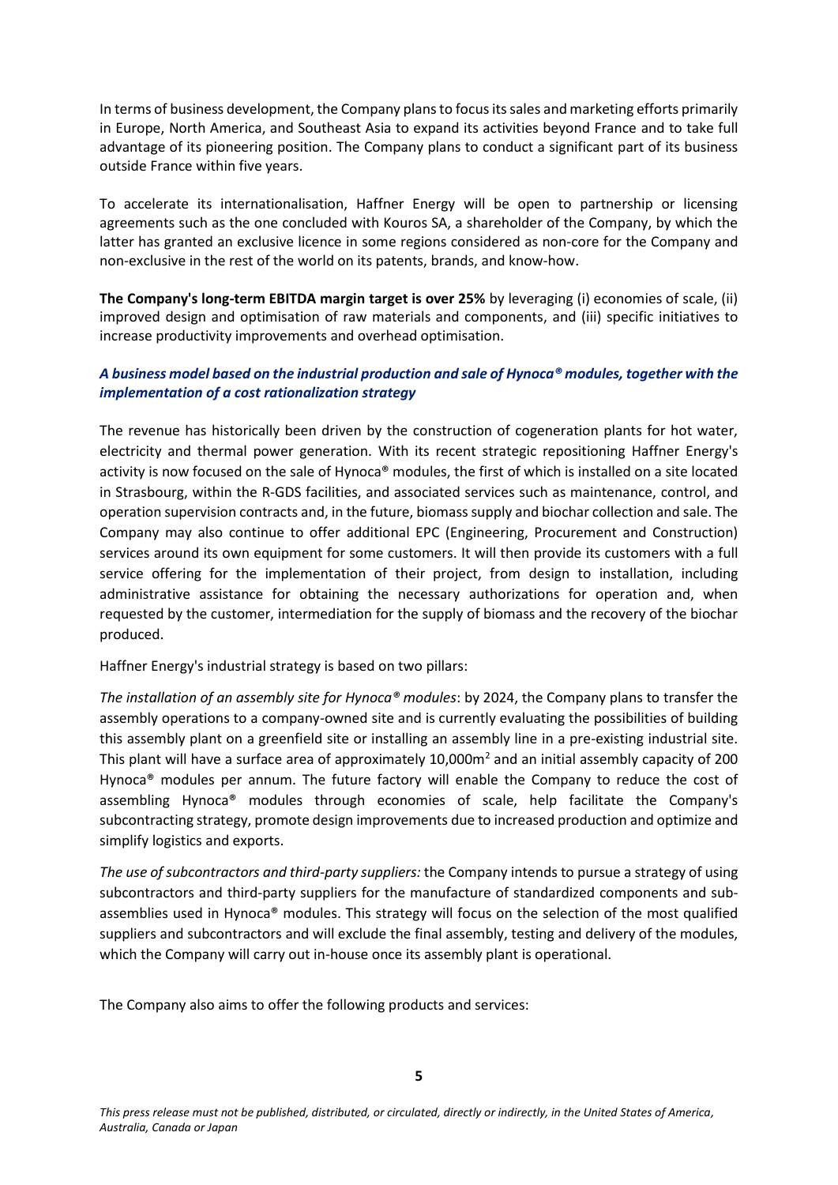In terms of business development, the Company plans to focus its sales and marketing efforts primarily in Europe, North America, and Southeast Asia to expand its activities beyond France and to take full advantage of its pioneering position. The Company plans to conduct a significant part of its business outside France within five years.

To accelerate its internationalisation, Haffner Energy will be open to partnership or licensing agreements such as the one concluded with Kouros SA, a shareholder of the Company, by which the latter has granted an exclusive licence in some regions considered as non-core for the Company and non-exclusive in the rest of the world on its patents, brands, and know-how.

**The Company's long-term EBITDA margin target is over 25%** by leveraging (i) economies of scale, (ii) improved design and optimisation of raw materials and components, and (iii) specific initiatives to increase productivity improvements and overhead optimisation.

***A business model based on the industrial production and sale of Hynoca® modules, together with the implementation of a cost rationalization strategy***

The revenue has historically been driven by the construction of cogeneration plants for hot water, electricity and thermal power generation. With its recent strategic repositioning Haffner Energy's activity is now focused on the sale of Hynoca® modules, the first of which is installed on a site located in Strasbourg, within the R-GDS facilities, and associated services such as maintenance, control, and operation supervision contracts and, in the future, biomass supply and biochar collection and sale. The Company may also continue to offer additional EPC (Engineering, Procurement and Construction) services around its own equipment for some customers. It will then provide its customers with a full service offering for the implementation of their project, from design to installation, including administrative assistance for obtaining the necessary authorizations for operation and, when requested by the customer, intermediation for the supply of biomass and the recovery of the biochar produced.

Haffner Energy's industrial strategy is based on two pillars:

*The installation of an assembly site for Hynoca® modules*: by 2024, the Company plans to transfer the assembly operations to a company-owned site and is currently evaluating the possibilities of building this assembly plant on a greenfield site or installing an assembly line in a pre-existing industrial site. This plant will have a surface area of approximately 10,000m$^2$ and an initial assembly capacity of 200 Hynoca® modules per annum. The future factory will enable the Company to reduce the cost of assembling Hynoca® modules through economies of scale, help facilitate the Company's subcontracting strategy, promote design improvements due to increased production and optimize and simplify logistics and exports.

*The use of subcontractors and third-party suppliers:* the Company intends to pursue a strategy of using subcontractors and third-party suppliers for the manufacture of standardized components and sub-assemblies used in Hynoca® modules. This strategy will focus on the selection of the most qualified suppliers and subcontractors and will exclude the final assembly, testing and delivery of the modules, which the Company will carry out in-house once its assembly plant is operational.

The Company also aims to offer the following products and services: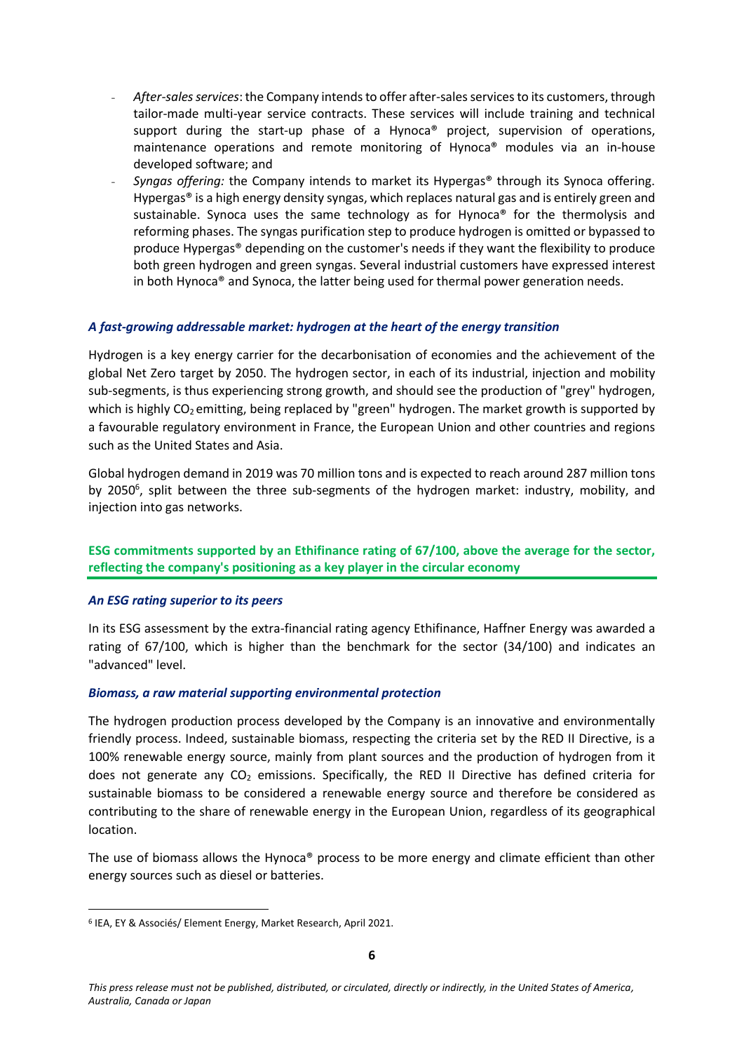- *After-sales services*: the Company intends to offer after-sales services to its customers, through tailor-made multi-year service contracts. These services will include training and technical support during the start-up phase of a Hynoca® project, supervision of operations, maintenance operations and remote monitoring of Hynoca® modules via an in-house developed software; and
- *Syngas offering:* the Company intends to market its Hypergas® through its Synoca offering. Hypergas® is a high energy density syngas, which replaces natural gas and is entirely green and sustainable. Synoca uses the same technology as for Hynoca® for the thermolysis and reforming phases. The syngas purification step to produce hydrogen is omitted or bypassed to produce Hypergas® depending on the customer's needs if they want the flexibility to produce both green hydrogen and green syngas. Several industrial customers have expressed interest in both Hynoca® and Synoca, the latter being used for thermal power generation needs.

### *A fast-growing addressable market: hydrogen at the heart of the energy transition*

Hydrogen is a key energy carrier for the decarbonisation of economies and the achievement of the global Net Zero target by 2050. The hydrogen sector, in each of its industrial, injection and mobility sub-segments, is thus experiencing strong growth, and should see the production of "grey" hydrogen, which is highly $CO_2$ emitting, being replaced by "green" hydrogen. The market growth is supported by a favourable regulatory environment in France, the European Union and other countries and regions such as the United States and Asia.

Global hydrogen demand in 2019 was 70 million tons and is expected to reach around 287 million tons by 2050[6], split between the three sub-segments of the hydrogen market: industry, mobility, and injection into gas networks.

## **ESG commitments supported by an Ethifinance rating of 67/100, above the average for the sector, reflecting the company's positioning as a key player in the circular economy**

### *An ESG rating superior to its peers*

In its ESG assessment by the extra-financial rating agency Ethifinance, Haffner Energy was awarded a rating of 67/100, which is higher than the benchmark for the sector (34/100) and indicates an "advanced" level.

### *Biomass, a raw material supporting environmental protection*

The hydrogen production process developed by the Company is an innovative and environmentally friendly process. Indeed, sustainable biomass, respecting the criteria set by the RED II Directive, is a 100% renewable energy source, mainly from plant sources and the production of hydrogen from it does not generate any $CO_2$ emissions. Specifically, the RED II Directive has defined criteria for sustainable biomass to be considered a renewable energy source and therefore be considered as contributing to the share of renewable energy in the European Union, regardless of its geographical location.

The use of biomass allows the Hynoca® process to be more energy and climate efficient than other energy sources such as diesel or batteries.

[6] IEA, EY & Associés/ Element Energy, Market Research, April 2021.

*This press release must not be published, distributed, or circulated, directly or indirectly, in the United States of America, Australia, Canada or Japan*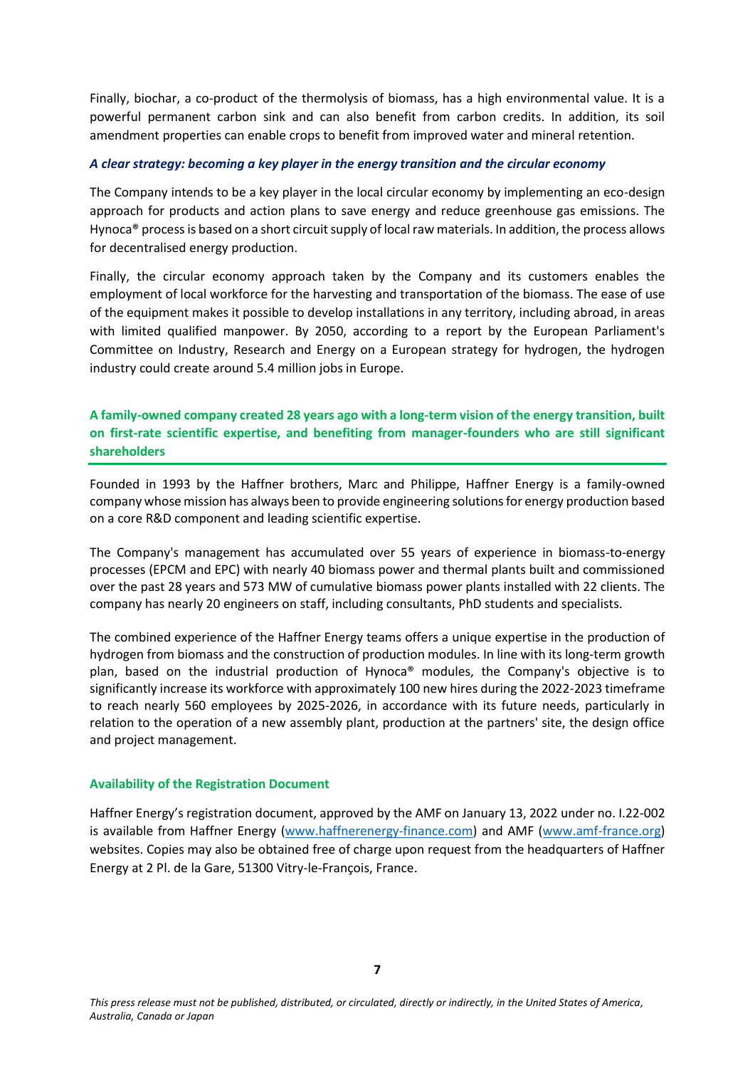Finally, biochar, a co-product of the thermolysis of biomass, has a high environmental value. It is a powerful permanent carbon sink and can also benefit from carbon credits. In addition, its soil amendment properties can enable crops to benefit from improved water and mineral retention.

***A clear strategy: becoming a key player in the energy transition and the circular economy***

The Company intends to be a key player in the local circular economy by implementing an eco-design approach for products and action plans to save energy and reduce greenhouse gas emissions. The Hynoca® process is based on a short circuit supply of local raw materials. In addition, the process allows for decentralised energy production.

Finally, the circular economy approach taken by the Company and its customers enables the employment of local workforce for the harvesting and transportation of the biomass. The ease of use of the equipment makes it possible to develop installations in any territory, including abroad, in areas with limited qualified manpower. By 2050, according to a report by the European Parliament's Committee on Industry, Research and Energy on a European strategy for hydrogen, the hydrogen industry could create around 5.4 million jobs in Europe.

## A family-owned company created 28 years ago with a long-term vision of the energy transition, built on first-rate scientific expertise, and benefiting from manager-founders who are still significant shareholders

Founded in 1993 by the Haffner brothers, Marc and Philippe, Haffner Energy is a family-owned company whose mission has always been to provide engineering solutions for energy production based on a core R&D component and leading scientific expertise.

The Company's management has accumulated over 55 years of experience in biomass-to-energy processes (EPCM and EPC) with nearly 40 biomass power and thermal plants built and commissioned over the past 28 years and 573 MW of cumulative biomass power plants installed with 22 clients. The company has nearly 20 engineers on staff, including consultants, PhD students and specialists.

The combined experience of the Haffner Energy teams offers a unique expertise in the production of hydrogen from biomass and the construction of production modules. In line with its long-term growth plan, based on the industrial production of Hynoca® modules, the Company's objective is to significantly increase its workforce with approximately 100 new hires during the 2022-2023 timeframe to reach nearly 560 employees by 2025-2026, in accordance with its future needs, particularly in relation to the operation of a new assembly plant, production at the partners' site, the design office and project management.

### Availability of the Registration Document

Haffner Energy's registration document, approved by the AMF on January 13, 2022 under no. I.22-002 is available from Haffner Energy (www.haffnerenergy-finance.com) and AMF (www.amf-france.org) websites. Copies may also be obtained free of charge upon request from the headquarters of Haffner Energy at 2 Pl. de la Gare, 51300 Vitry-le-François, France.

*This press release must not be published, distributed, or circulated, directly or indirectly, in the United States of America, Australia, Canada or Japan*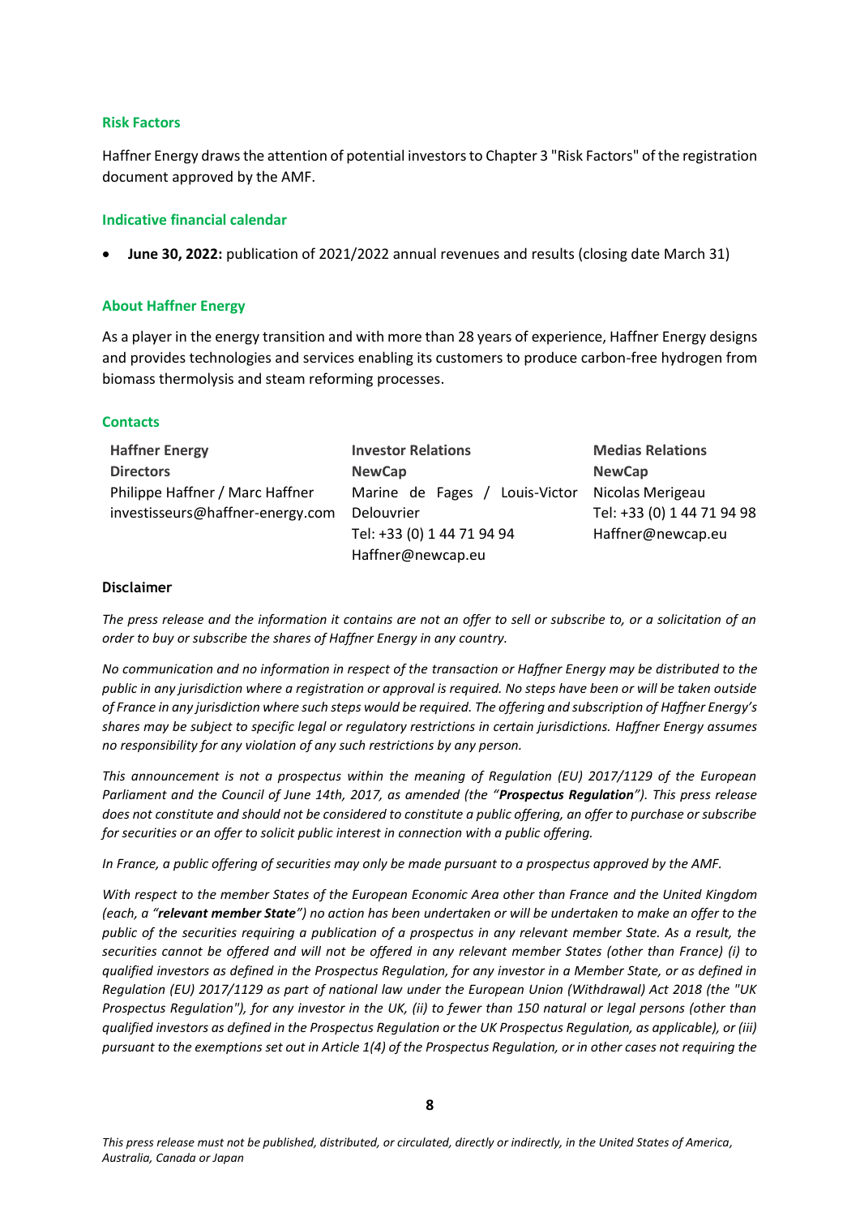### Risk Factors

Haffner Energy draws the attention of potential investors to Chapter 3 "Risk Factors" of the registration document approved by the AMF.

### Indicative financial calendar

- **June 30, 2022:** publication of 2021/2022 annual revenues and results (closing date March 31)

### About Haffner Energy

As a player in the energy transition and with more than 28 years of experience, Haffner Energy designs and provides technologies and services enabling its customers to produce carbon-free hydrogen from biomass thermolysis and steam reforming processes.

### Contacts

| Haffner Energy | Investor Relations | Medias Relations |
|---|---|---|
| **Directors** | **NewCap** | **NewCap** |
| Philippe Haffner / Marc Haffner | Marine de Fages / Louis-Victor Delouvrier | Nicolas Merigeau |
| investisseurs@haffner-energy.com | Tel: +33 (0) 1 44 71 94 94 | Tel: +33 (0) 1 44 71 94 98 |
| | Haffner@newcap.eu | Haffner@newcap.eu |

### Disclaimer

*The press release and the information it contains are not an offer to sell or subscribe to, or a solicitation of an order to buy or subscribe the shares of Haffner Energy in any country.*

*No communication and no information in respect of the transaction or Haffner Energy may be distributed to the public in any jurisdiction where a registration or approval is required. No steps have been or will be taken outside of France in any jurisdiction where such steps would be required. The offering and subscription of Haffner Energy's shares may be subject to specific legal or regulatory restrictions in certain jurisdictions. Haffner Energy assumes no responsibility for any violation of any such restrictions by any person.*

*This announcement is not a prospectus within the meaning of Regulation (EU) 2017/1129 of the European Parliament and the Council of June 14th, 2017, as amended (the "**Prospectus Regulation**"). This press release does not constitute and should not be considered to constitute a public offering, an offer to purchase or subscribe for securities or an offer to solicit public interest in connection with a public offering.*

*In France, a public offering of securities may only be made pursuant to a prospectus approved by the AMF.*

*With respect to the member States of the European Economic Area other than France and the United Kingdom (each, a "**relevant member State**") no action has been undertaken or will be undertaken to make an offer to the public of the securities requiring a publication of a prospectus in any relevant member State. As a result, the securities cannot be offered and will not be offered in any relevant member States (other than France) (i) to qualified investors as defined in the Prospectus Regulation, for any investor in a Member State, or as defined in Regulation (EU) 2017/1129 as part of national law under the European Union (Withdrawal) Act 2018 (the "UK Prospectus Regulation"), for any investor in the UK, (ii) to fewer than 150 natural or legal persons (other than qualified investors as defined in the Prospectus Regulation or the UK Prospectus Regulation, as applicable), or (iii) pursuant to the exemptions set out in Article 1(4) of the Prospectus Regulation, or in other cases not requiring the*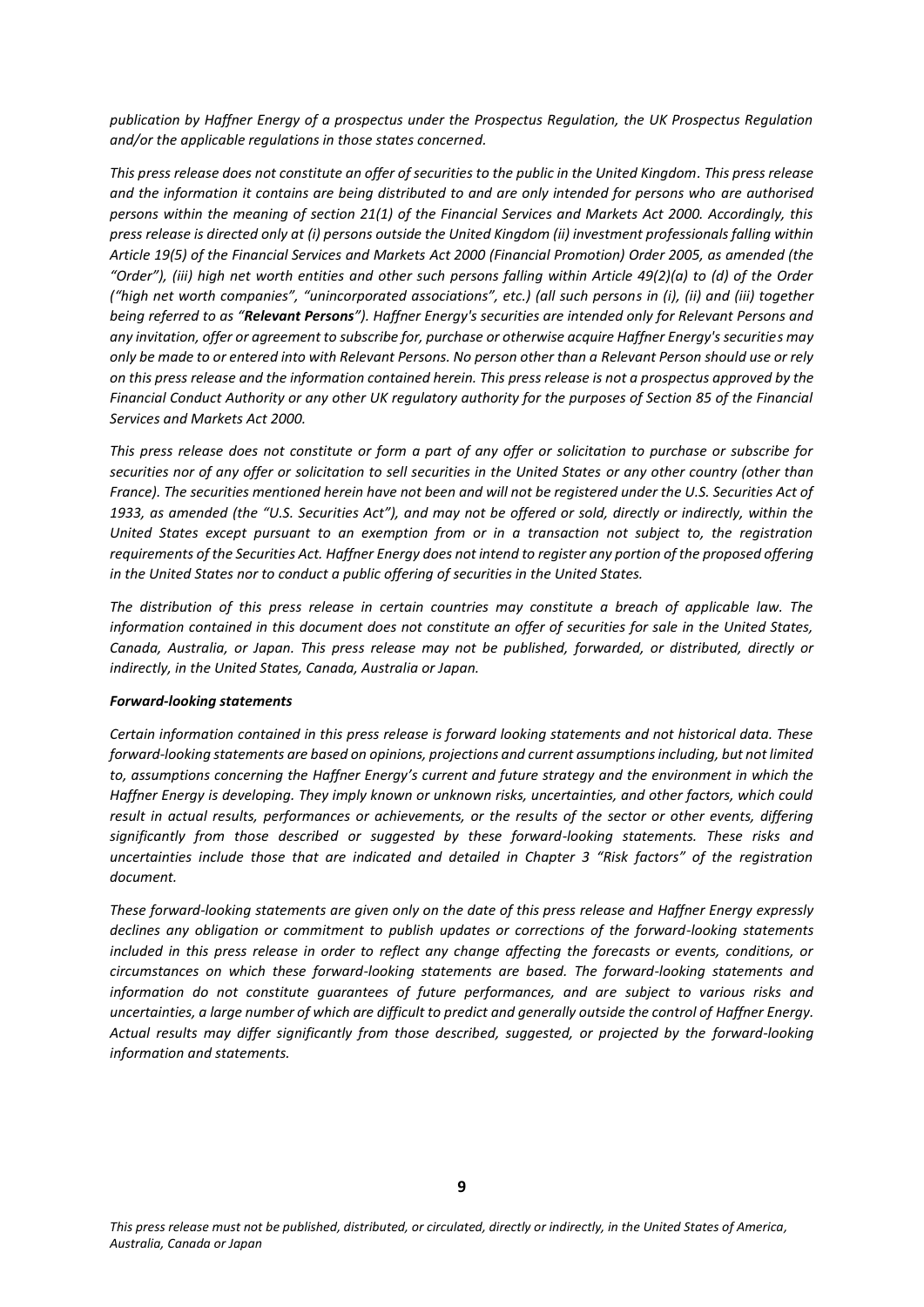*publication by Haffner Energy of a prospectus under the Prospectus Regulation, the UK Prospectus Regulation and/or the applicable regulations in those states concerned.*

*This press release does not constitute an offer of securities to the public in the United Kingdom. This press release and the information it contains are being distributed to and are only intended for persons who are authorised persons within the meaning of section 21(1) of the Financial Services and Markets Act 2000. Accordingly, this press release is directed only at (i) persons outside the United Kingdom (ii) investment professionals falling within Article 19(5) of the Financial Services and Markets Act 2000 (Financial Promotion) Order 2005, as amended (the "Order"), (iii) high net worth entities and other such persons falling within Article 49(2)(a) to (d) of the Order ("high net worth companies", "unincorporated associations", etc.) (all such persons in (i), (ii) and (iii) together being referred to as "**Relevant Persons**"). Haffner Energy's securities are intended only for Relevant Persons and any invitation, offer or agreement to subscribe for, purchase or otherwise acquire Haffner Energy's securities may only be made to or entered into with Relevant Persons. No person other than a Relevant Person should use or rely on this press release and the information contained herein. This press release is not a prospectus approved by the Financial Conduct Authority or any other UK regulatory authority for the purposes of Section 85 of the Financial Services and Markets Act 2000.*

*This press release does not constitute or form a part of any offer or solicitation to purchase or subscribe for securities nor of any offer or solicitation to sell securities in the United States or any other country (other than France). The securities mentioned herein have not been and will not be registered under the U.S. Securities Act of 1933, as amended (the "U.S. Securities Act"), and may not be offered or sold, directly or indirectly, within the United States except pursuant to an exemption from or in a transaction not subject to, the registration requirements of the Securities Act. Haffner Energy does not intend to register any portion of the proposed offering in the United States nor to conduct a public offering of securities in the United States.*

*The distribution of this press release in certain countries may constitute a breach of applicable law. The information contained in this document does not constitute an offer of securities for sale in the United States, Canada, Australia, or Japan. This press release may not be published, forwarded, or distributed, directly or indirectly, in the United States, Canada, Australia or Japan.*

***Forward-looking statements***

*Certain information contained in this press release is forward looking statements and not historical data. These forward-looking statements are based on opinions, projections and current assumptions including, but not limited to, assumptions concerning the Haffner Energy's current and future strategy and the environment in which the Haffner Energy is developing. They imply known or unknown risks, uncertainties, and other factors, which could result in actual results, performances or achievements, or the results of the sector or other events, differing significantly from those described or suggested by these forward-looking statements. These risks and uncertainties include those that are indicated and detailed in Chapter 3 "Risk factors" of the registration document.*

*These forward-looking statements are given only on the date of this press release and Haffner Energy expressly declines any obligation or commitment to publish updates or corrections of the forward-looking statements included in this press release in order to reflect any change affecting the forecasts or events, conditions, or circumstances on which these forward-looking statements are based. The forward-looking statements and information do not constitute guarantees of future performances, and are subject to various risks and uncertainties, a large number of which are difficult to predict and generally outside the control of Haffner Energy. Actual results may differ significantly from those described, suggested, or projected by the forward-looking information and statements.*